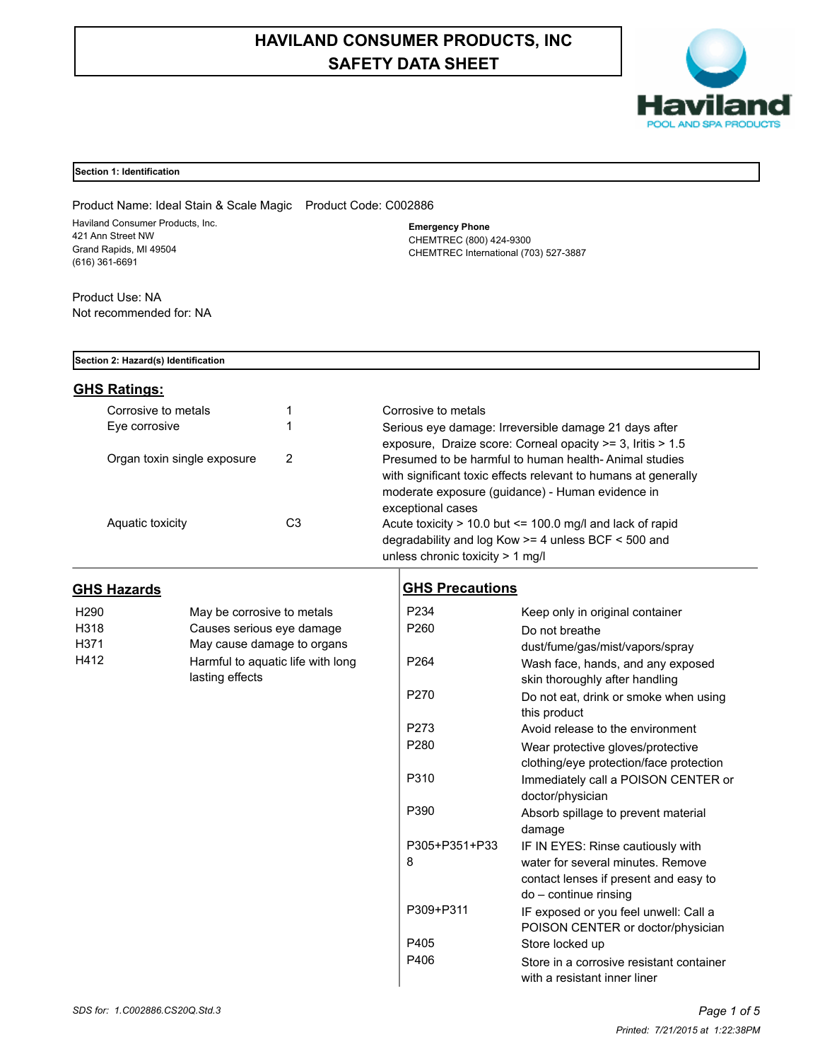# HAVILAND CONSUMER PRODUCTS, INC
# SAFETY DATA SHEET

Haviland
POOL AND SPA PRODUCTS

## Section 1: Identification

Product Name: Ideal Stain & Scale Magic    Product Code: C002886

Haviland Consumer Products, Inc.
421 Ann Street NW
Grand Rapids, MI 49504
(616) 361-6691

**Emergency Phone**
CHEMTREC (800) 424-9300
CHEMTREC International (703) 527-3887

Product Use: NA
Not recommended for: NA

## Section 2: Hazard(s) Identification

### GHS Ratings:

| | | |
|---|---|---|
| Corrosive to metals | 1 | Corrosive to metals |
| Eye corrosive | 1 | Serious eye damage: Irreversible damage 21 days after exposure, Draize score: Corneal opacity >= 3, Iritis > 1.5 |
| Organ toxin single exposure | 2 | Presumed to be harmful to human health- Animal studies with significant toxic effects relevant to humans at generally moderate exposure (guidance) - Human evidence in exceptional cases |
| Aquatic toxicity | C3 | Acute toxicity > 10.0 but <= 100.0 mg/l and lack of rapid degradability and log Kow >= 4 unless BCF < 500 and unless chronic toxicity > 1 mg/l |

### GHS Hazards

| | |
|---|---|
| H290 | May be corrosive to metals |
| H318 | Causes serious eye damage |
| H371 | May cause damage to organs |
| H412 | Harmful to aquatic life with long lasting effects |

### GHS Precautions

| | |
|---|---|
| P234 | Keep only in original container |
| P260 | Do not breathe dust/fume/gas/mist/vapors/spray |
| P264 | Wash face, hands, and any exposed skin thoroughly after handling |
| P270 | Do not eat, drink or smoke when using this product |
| P273 | Avoid release to the environment |
| P280 | Wear protective gloves/protective clothing/eye protection/face protection |
| P310 | Immediately call a POISON CENTER or doctor/physician |
| P390 | Absorb spillage to prevent material damage |
| P305+P351+P338 | IF IN EYES: Rinse cautiously with water for several minutes. Remove contact lenses if present and easy to do – continue rinsing |
| P309+P311 | IF exposed or you feel unwell: Call a POISON CENTER or doctor/physician |
| P405 | Store locked up |
| P406 | Store in a corrosive resistant container with a resistant inner liner |

SDS for: 1.C002886.CS20Q.Std.3

Printed: 7/21/2015 at 1:22:38PM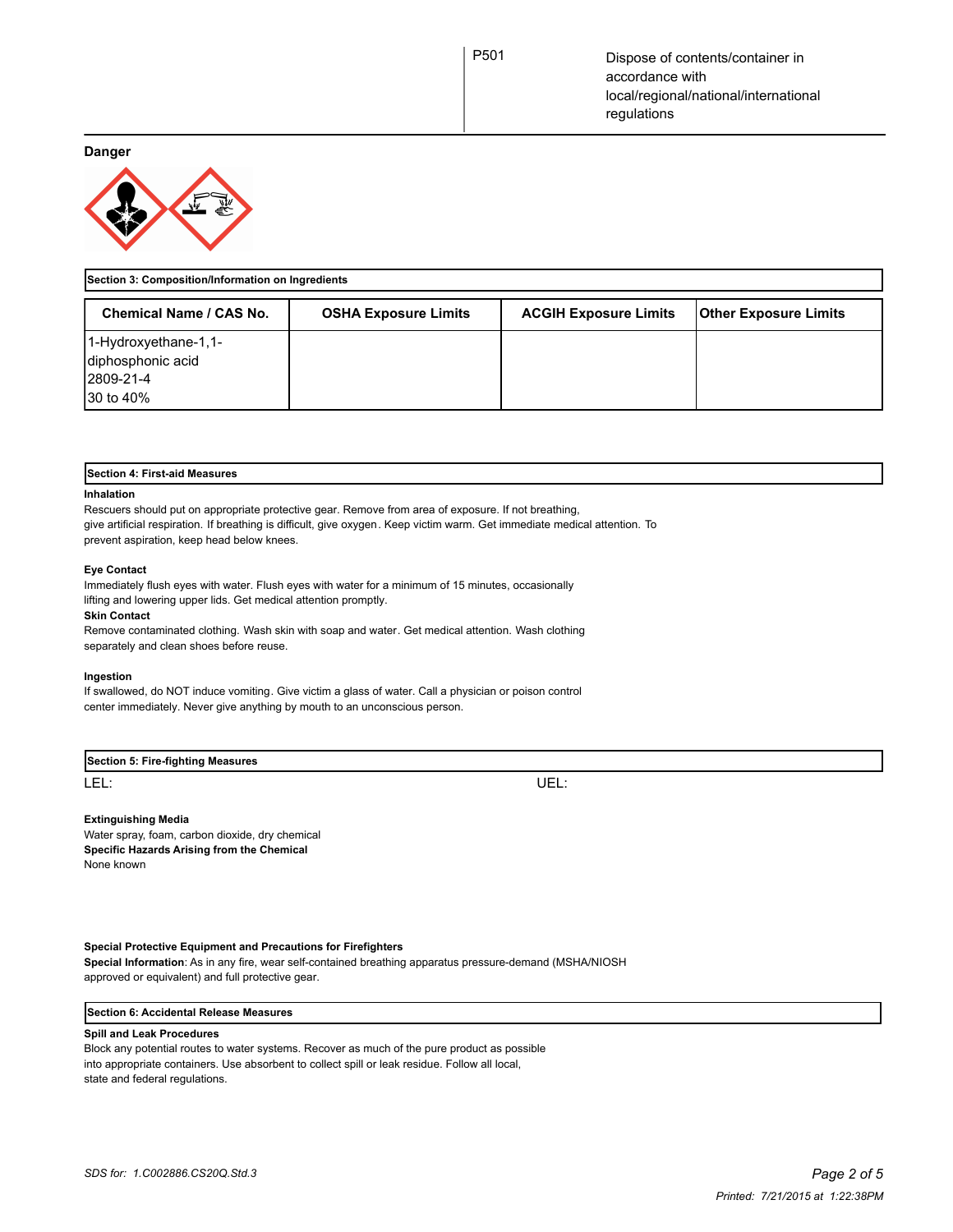| | P501 | Dispose of contents/container in accordance with local/regional/national/international regulations |
|---|---|---|

**Danger**

**Section 3: Composition/Information on Ingredients**

| Chemical Name / CAS No. | OSHA Exposure Limits | ACGIH Exposure Limits | Other Exposure Limits |
|---|---|---|---|
| 1-Hydroxyethane-1,1-diphosphonic acid<br>2809-21-4<br>30 to 40% | | | |

**Section 4: First-aid Measures**

**Inhalation**

Rescuers should put on appropriate protective gear. Remove from area of exposure. If not breathing, give artificial respiration. If breathing is difficult, give oxygen. Keep victim warm. Get immediate medical attention. To prevent aspiration, keep head below knees.

**Eye Contact**

Immediately flush eyes with water. Flush eyes with water for a minimum of 15 minutes, occasionally lifting and lowering upper lids. Get medical attention promptly.

**Skin Contact**

Remove contaminated clothing. Wash skin with soap and water. Get medical attention. Wash clothing separately and clean shoes before reuse.

**Ingestion**

If swallowed, do NOT induce vomiting. Give victim a glass of water. Call a physician or poison control center immediately. Never give anything by mouth to an unconscious person.

**Section 5: Fire-fighting Measures**

LEL: UEL:

**Extinguishing Media**

Water spray, foam, carbon dioxide, dry chemical

**Specific Hazards Arising from the Chemical**

None known

**Special Protective Equipment and Precautions for Firefighters**

**Special Information**: As in any fire, wear self-contained breathing apparatus pressure-demand (MSHA/NIOSH approved or equivalent) and full protective gear.

**Section 6: Accidental Release Measures**

**Spill and Leak Procedures**

Block any potential routes to water systems. Recover as much of the pure product as possible into appropriate containers. Use absorbent to collect spill or leak residue. Follow all local, state and federal regulations.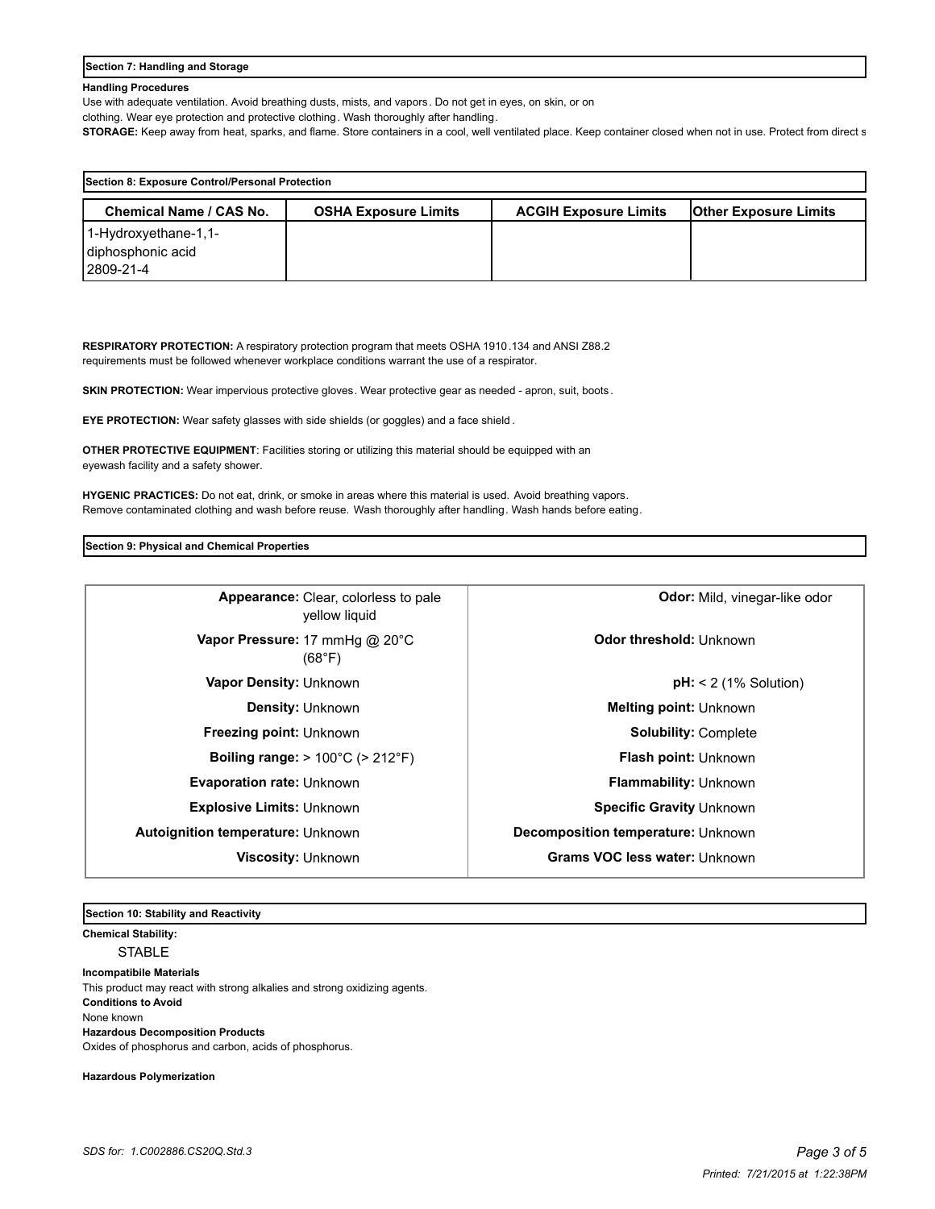## Section 7: Handling and Storage

**Handling Procedures**

Use with adequate ventilation. Avoid breathing dusts, mists, and vapors. Do not get in eyes, on skin, or on clothing. Wear eye protection and protective clothing. Wash thoroughly after handling.

**STORAGE:** Keep away from heat, sparks, and flame. Store containers in a cool, well ventilated place. Keep container closed when not in use. Protect from direct s

## Section 8: Exposure Control/Personal Protection

| Chemical Name / CAS No. | OSHA Exposure Limits | ACGIH Exposure Limits | Other Exposure Limits |
|---|---|---|---|
| 1-Hydroxyethane-1,1-diphosphonic acid 2809-21-4 | | | |

**RESPIRATORY PROTECTION:** A respiratory protection program that meets OSHA 1910.134 and ANSI Z88.2 requirements must be followed whenever workplace conditions warrant the use of a respirator.

**SKIN PROTECTION:** Wear impervious protective gloves. Wear protective gear as needed - apron, suit, boots.

**EYE PROTECTION:** Wear safety glasses with side shields (or goggles) and a face shield.

**OTHER PROTECTIVE EQUIPMENT**: Facilities storing or utilizing this material should be equipped with an eyewash facility and a safety shower.

**HYGENIC PRACTICES:** Do not eat, drink, or smoke in areas where this material is used. Avoid breathing vapors. Remove contaminated clothing and wash before reuse. Wash thoroughly after handling. Wash hands before eating.

## Section 9: Physical and Chemical Properties

| | | | |
|---|---|---|---|
| **Appearance:** | Clear, colorless to pale yellow liquid | **Odor:** | Mild, vinegar-like odor |
| **Vapor Pressure:** | 17 mmHg @ 20°C (68°F) | **Odor threshold:** | Unknown |
| **Vapor Density:** | Unknown | **pH:** | < 2 (1% Solution) |
| **Density:** | Unknown | **Melting point:** | Unknown |
| **Freezing point:** | Unknown | **Solubility:** | Complete |
| **Boiling range:** | > 100°C (> 212°F) | **Flash point:** | Unknown |
| **Evaporation rate:** | Unknown | **Flammability:** | Unknown |
| **Explosive Limits:** | Unknown | **Specific Gravity** | Unknown |
| **Autoignition temperature:** | Unknown | **Decomposition temperature:** | Unknown |
| **Viscosity:** | Unknown | **Grams VOC less water:** | Unknown |

## Section 10: Stability and Reactivity

**Chemical Stability:**

STABLE

**Incompatibile Materials**

This product may react with strong alkalies and strong oxidizing agents.

**Conditions to Avoid**

None known

**Hazardous Decomposition Products**

Oxides of phosphorus and carbon, acids of phosphorus.

**Hazardous Polymerization**

SDS for: 1.C002886.CS20Q.Std.3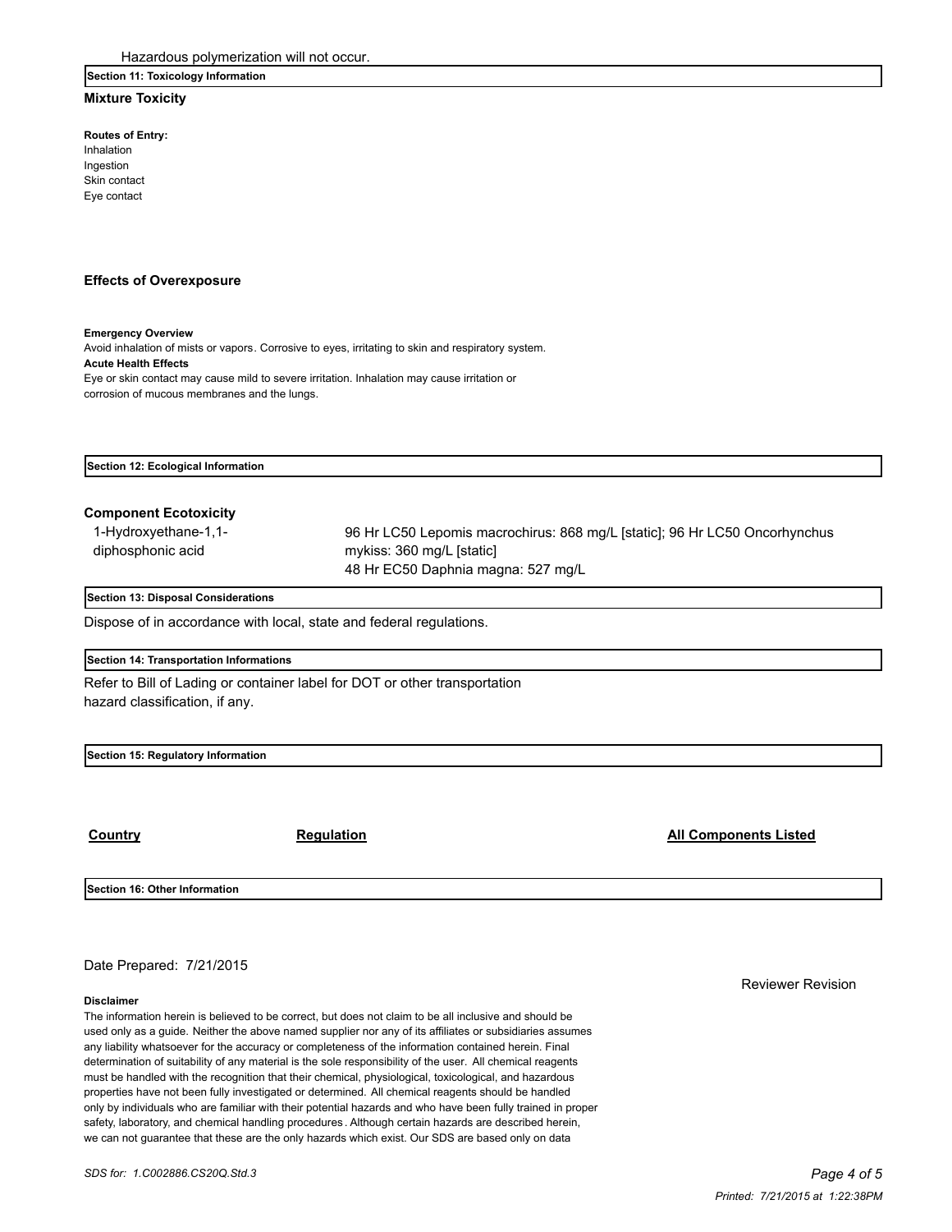Hazardous polymerization will not occur.

## Section 11: Toxicology Information

### Mixture Toxicity

**Routes of Entry:**

Inhalation
Ingestion
Skin contact
Eye contact

### Effects of Overexposure

**Emergency Overview**

Avoid inhalation of mists or vapors. Corrosive to eyes, irritating to skin and respiratory system.

**Acute Health Effects**

Eye or skin contact may cause mild to severe irritation. Inhalation may cause irritation or corrosion of mucous membranes and the lungs.

## Section 12: Ecological Information

### Component Ecotoxicity

| | |
|---|---|
| 1-Hydroxyethane-1,1-diphosphonic acid | 96 Hr LC50 Lepomis macrochirus: 868 mg/L [static]; 96 Hr LC50 Oncorhynchus mykiss: 360 mg/L [static]<br>48 Hr EC50 Daphnia magna: 527 mg/L |

## Section 13: Disposal Considerations

Dispose of in accordance with local, state and federal regulations.

## Section 14: Transportation Informations

Refer to Bill of Lading or container label for DOT or other transportation hazard classification, if any.

## Section 15: Regulatory Information

| Country | Regulation | All Components Listed |
|---|---|---|

## Section 16: Other Information

Date Prepared: 7/21/2015

Reviewer Revision

**Disclaimer**

The information herein is believed to be correct, but does not claim to be all inclusive and should be used only as a guide. Neither the above named supplier nor any of its affiliates or subsidiaries assumes any liability whatsoever for the accuracy or completeness of the information contained herein. Final determination of suitability of any material is the sole responsibility of the user. All chemical reagents must be handled with the recognition that their chemical, physiological, toxicological, and hazardous properties have not been fully investigated or determined. All chemical reagents should be handled only by individuals who are familiar with their potential hazards and who have been fully trained in proper safety, laboratory, and chemical handling procedures. Although certain hazards are described herein, we can not guarantee that these are the only hazards which exist. Our SDS are based only on data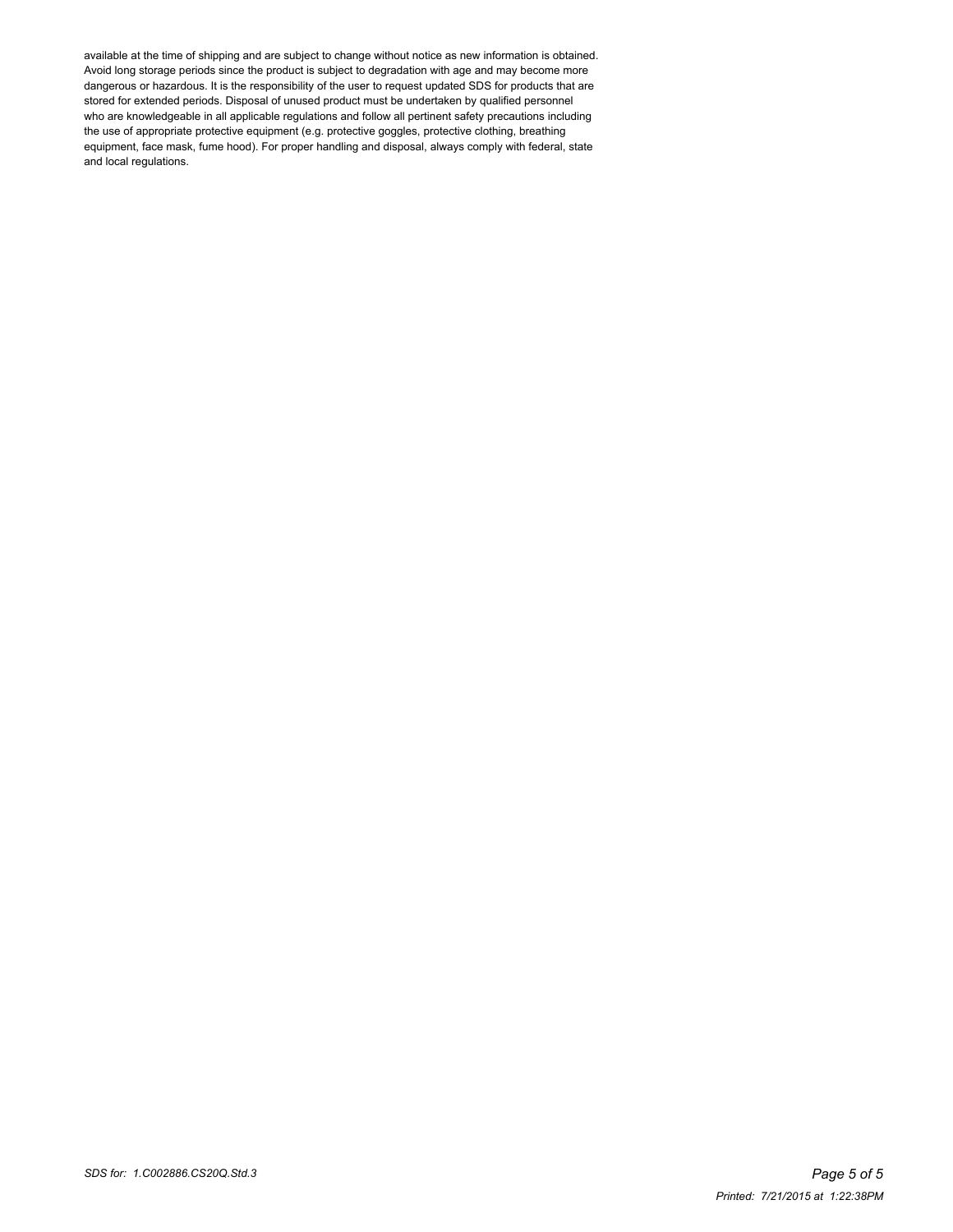available at the time of shipping and are subject to change without notice as new information is obtained. Avoid long storage periods since the product is subject to degradation with age and may become more dangerous or hazardous. It is the responsibility of the user to request updated SDS for products that are stored for extended periods. Disposal of unused product must be undertaken by qualified personnel who are knowledgeable in all applicable regulations and follow all pertinent safety precautions including the use of appropriate protective equipment (e.g. protective goggles, protective clothing, breathing equipment, face mask, fume hood). For proper handling and disposal, always comply with federal, state and local regulations.